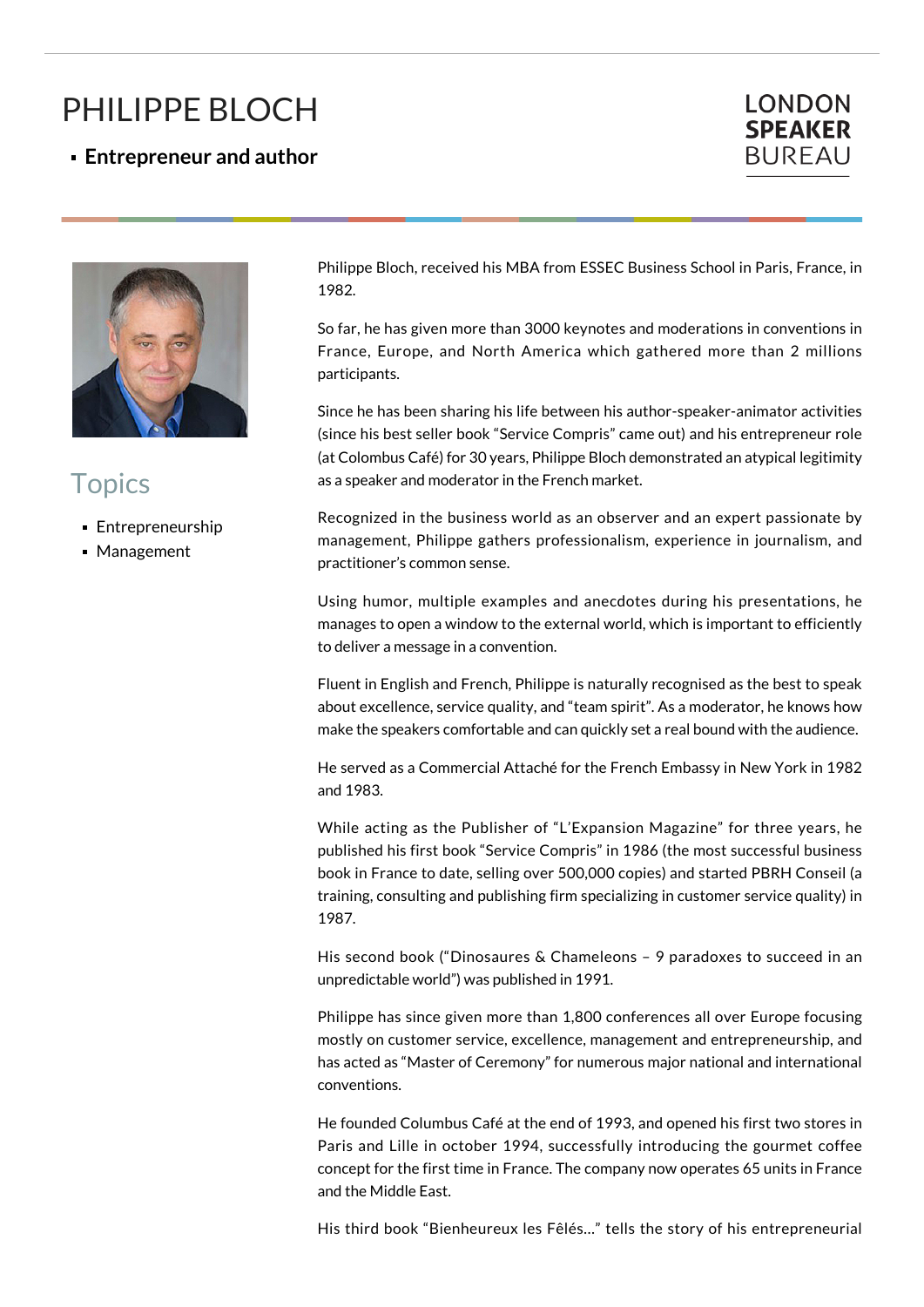# PHILIPPE BLOCH

- **Entrepreneur and author**

LONDON **SPEAKER** BUREAU

## Topics

- Entrepreneurship
- Management

Philippe Bloch, received his MBA from ESSEC Business School in Paris, France, in 1982.

So far, he has given more than 3000 keynotes and moderations in conventions in France, Europe, and North America which gathered more than 2 millions participants.

Since he has been sharing his life between his author-speaker-animator activities (since his best seller book "Service Compris" came out) and his entrepreneur role (at Colombus Café) for 30 years, Philippe Bloch demonstrated an atypical legitimity as a speaker and moderator in the French market.

Recognized in the business world as an observer and an expert passionate by management, Philippe gathers professionalism, experience in journalism, and practitioner's common sense.

Using humor, multiple examples and anecdotes during his presentations, he manages to open a window to the external world, which is important to efficiently to deliver a message in a convention.

Fluent in English and French, Philippe is naturally recognised as the best to speak about excellence, service quality, and "team spirit". As a moderator, he knows how make the speakers comfortable and can quickly set a real bound with the audience.

He served as a Commercial Attaché for the French Embassy in New York in 1982 and 1983.

While acting as the Publisher of "L'Expansion Magazine" for three years, he published his first book "Service Compris" in 1986 (the most successful business book in France to date, selling over 500,000 copies) and started PBRH Conseil (a training, consulting and publishing firm specializing in customer service quality) in 1987.

His second book ("Dinosaures & Chameleons – 9 paradoxes to succeed in an unpredictable world") was published in 1991.

Philippe has since given more than 1,800 conferences all over Europe focusing mostly on customer service, excellence, management and entrepreneurship, and has acted as "Master of Ceremony" for numerous major national and international conventions.

He founded Columbus Café at the end of 1993, and opened his first two stores in Paris and Lille in october 1994, successfully introducing the gourmet coffee concept for the first time in France. The company now operates 65 units in France and the Middle East.

His third book "Bienheureux les Fêlés..." tells the story of his entrepreneurial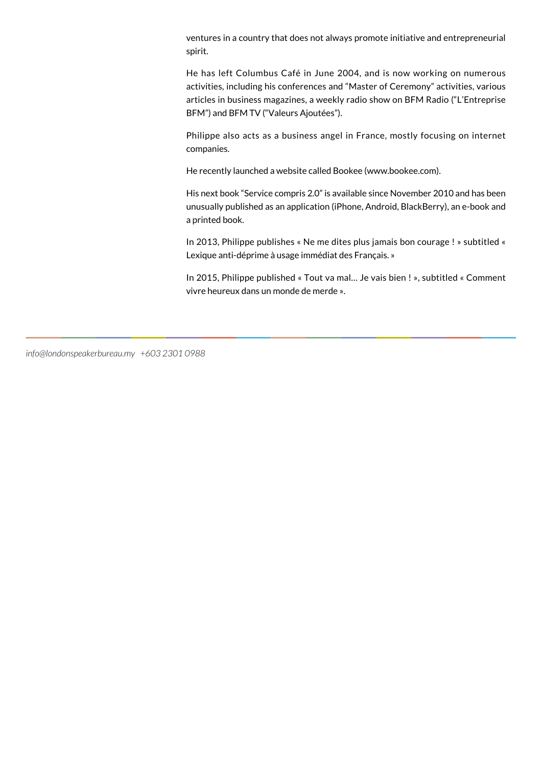ventures in a country that does not always promote initiative and entrepreneurial spirit.

He has left Columbus Café in June 2004, and is now working on numerous activities, including his conferences and "Master of Ceremony" activities, various articles in business magazines, a weekly radio show on BFM Radio ("L'Entreprise BFM") and BFM TV ("Valeurs Ajoutées").

Philippe also acts as a business angel in France, mostly focusing on internet companies.

He recently launched a website called Bookee (www.bookee.com).

His next book "Service compris 2.0" is available since November 2010 and has been unusually published as an application (iPhone, Android, BlackBerry), an e-book and a printed book.

In 2013, Philippe publishes « Ne me dites plus jamais bon courage ! » subtitled « Lexique anti-déprime à usage immédiat des Français. »

In 2015, Philippe published « Tout va mal… Je vais bien ! », subtitled « Comment vivre heureux dans un monde de merde ».